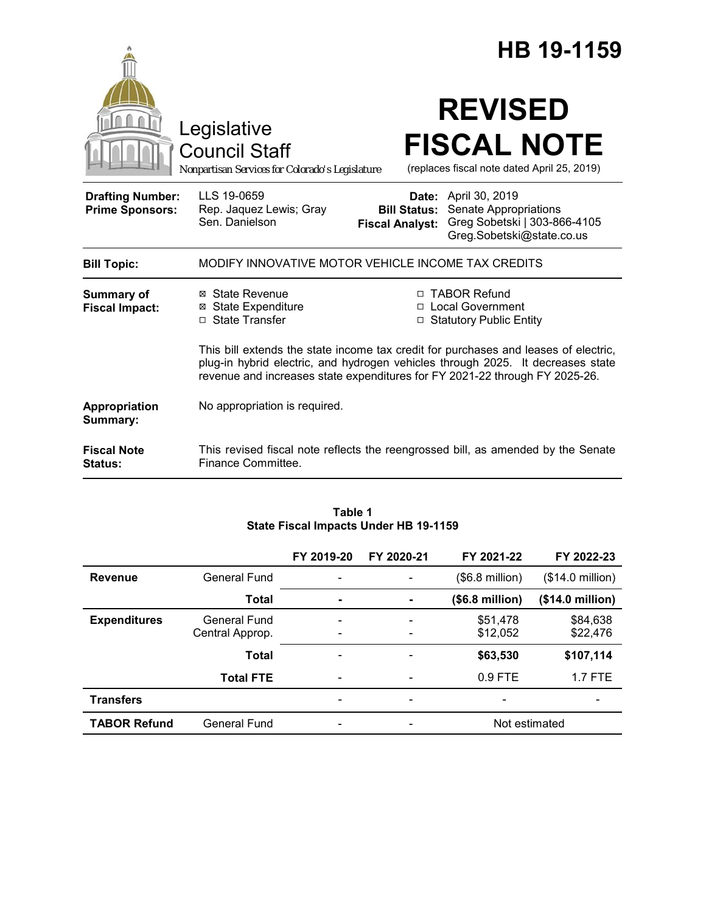# HB 19-1159

Legislative Council Staff

*Nonpartisan Services for Colorado's Legislature*

# REVISED FISCAL NOTE

(replaces fiscal note dated April 25, 2019)

| | | | |
|---|---|---|---|
| **Drafting Number:** | LLS 19-0659 | **Date:** | April 30, 2019 |
| **Prime Sponsors:** | Rep. Jaquez Lewis; Gray<br>Sen. Danielson | **Bill Status:** | Senate Appropriations |
| | | **Fiscal Analyst:** | Greg Sobetski \| 303-866-4105<br>Greg.Sobetski@state.co.us |

**Bill Topic:** MODIFY INNOVATIVE MOTOR VEHICLE INCOME TAX CREDITS

**Summary of Fiscal Impact:**

- ☒ State Revenue
- ☒ State Expenditure
- ☐ State Transfer
- ☐ TABOR Refund
- ☐ Local Government
- ☐ Statutory Public Entity

This bill extends the state income tax credit for purchases and leases of electric, plug-in hybrid electric, and hydrogen vehicles through 2025. It decreases state revenue and increases state expenditures for FY 2021-22 through FY 2025-26.

**Appropriation Summary:** No appropriation is required.

**Fiscal Note Status:** This revised fiscal note reflects the reengrossed bill, as amended by the Senate Finance Committee.

**Table 1**
**State Fiscal Impacts Under HB 19-1159**

| | | FY 2019-20 | FY 2020-21 | FY 2021-22 | FY 2022-23 |
|---|---|---|---|---|---|
| **Revenue** | General Fund | - | - | ($6.8 million) | ($14.0 million) |
| | **Total** | **-** | **-** | **($6.8 million)** | **($14.0 million)** |
| **Expenditures** | General Fund | - | - | $51,478 | $84,638 |
| | Central Approp. | - | - | $12,052 | $22,476 |
| | **Total** | - | - | **$63,530** | **$107,114** |
| | **Total FTE** | - | - | 0.9 FTE | 1.7 FTE |
| **Transfers** | | - | - | - | - |
| **TABOR Refund** | General Fund | - | - | Not estimated | |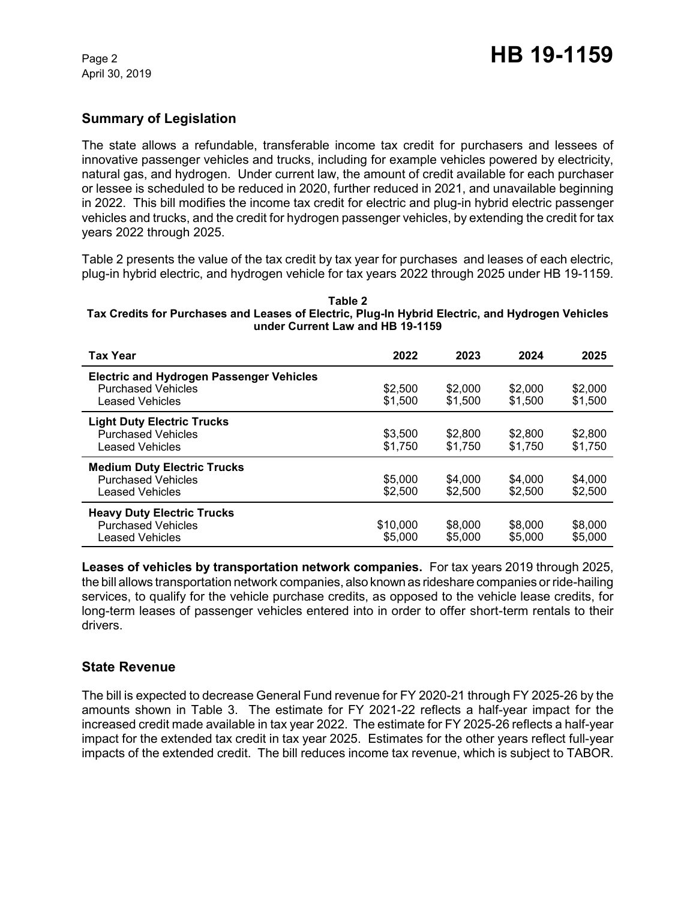## Summary of Legislation

The state allows a refundable, transferable income tax credit for purchasers and lessees of innovative passenger vehicles and trucks, including for example vehicles powered by electricity, natural gas, and hydrogen. Under current law, the amount of credit available for each purchaser or lessee is scheduled to be reduced in 2020, further reduced in 2021, and unavailable beginning in 2022. This bill modifies the income tax credit for electric and plug-in hybrid electric passenger vehicles and trucks, and the credit for hydrogen passenger vehicles, by extending the credit for tax years 2022 through 2025.

Table 2 presents the value of the tax credit by tax year for purchases and leases of each electric, plug-in hybrid electric, and hydrogen vehicle for tax years 2022 through 2025 under HB 19-1159.

**Table 2**
**Tax Credits for Purchases and Leases of Electric, Plug-In Hybrid Electric, and Hydrogen Vehicles under Current Law and HB 19-1159**

| Tax Year | 2022 | 2023 | 2024 | 2025 |
|---|---|---|---|---|
| **Electric and Hydrogen Passenger Vehicles** | | | | |
| Purchased Vehicles | $2,500 | $2,000 | $2,000 | $2,000 |
| Leased Vehicles | $1,500 | $1,500 | $1,500 | $1,500 |
| **Light Duty Electric Trucks** | | | | |
| Purchased Vehicles | $3,500 | $2,800 | $2,800 | $2,800 |
| Leased Vehicles | $1,750 | $1,750 | $1,750 | $1,750 |
| **Medium Duty Electric Trucks** | | | | |
| Purchased Vehicles | $5,000 | $4,000 | $4,000 | $4,000 |
| Leased Vehicles | $2,500 | $2,500 | $2,500 | $2,500 |
| **Heavy Duty Electric Trucks** | | | | |
| Purchased Vehicles | $10,000 | $8,000 | $8,000 | $8,000 |
| Leased Vehicles | $5,000 | $5,000 | $5,000 | $5,000 |

**Leases of vehicles by transportation network companies.** For tax years 2019 through 2025, the bill allows transportation network companies, also known as rideshare companies or ride-hailing services, to qualify for the vehicle purchase credits, as opposed to the vehicle lease credits, for long-term leases of passenger vehicles entered into in order to offer short-term rentals to their drivers.

## State Revenue

The bill is expected to decrease General Fund revenue for FY 2020-21 through FY 2025-26 by the amounts shown in Table 3. The estimate for FY 2021-22 reflects a half-year impact for the increased credit made available in tax year 2022. The estimate for FY 2025-26 reflects a half-year impact for the extended tax credit in tax year 2025. Estimates for the other years reflect full-year impacts of the extended credit. The bill reduces income tax revenue, which is subject to TABOR.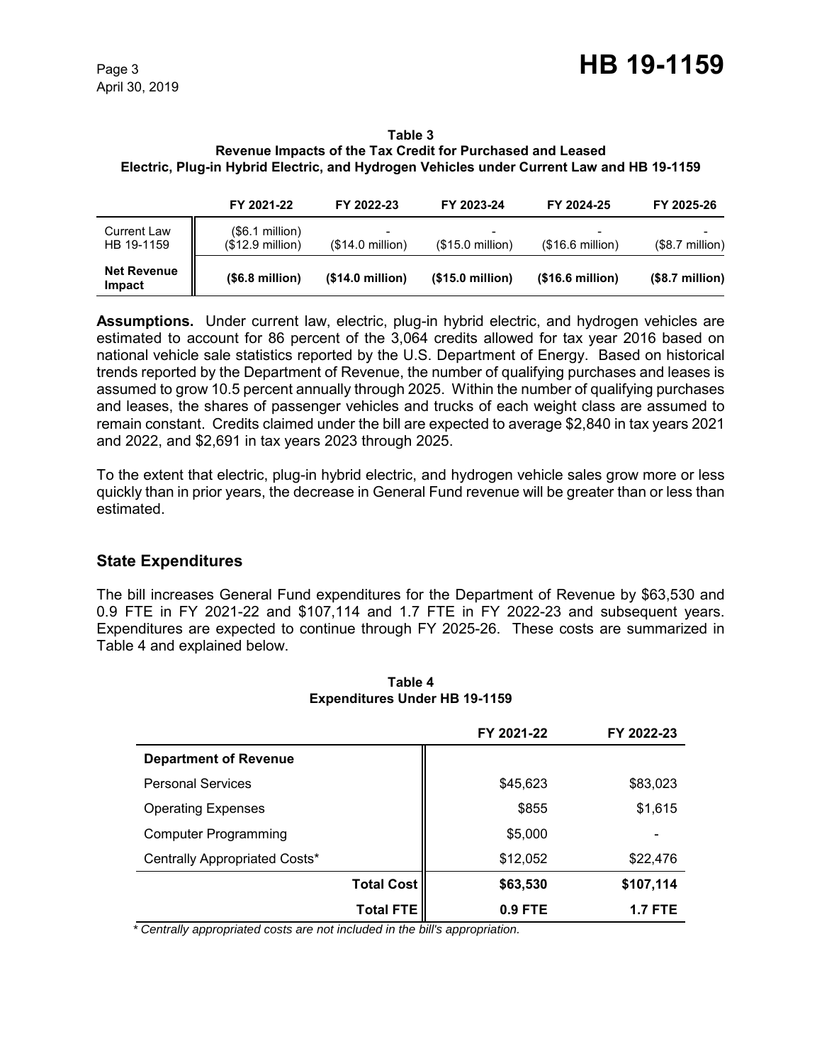**Table 3**
**Revenue Impacts of the Tax Credit for Purchased and Leased Electric, Plug-in Hybrid Electric, and Hydrogen Vehicles under Current Law and HB 19-1159**

| | FY 2021-22 | FY 2022-23 | FY 2023-24 | FY 2024-25 | FY 2025-26 |
|---|---|---|---|---|---|
| Current Law | ($6.1 million) | - | - | - | - |
| HB 19-1159 | ($12.9 million) | ($14.0 million) | ($15.0 million) | ($16.6 million) | ($8.7 million) |
| **Net Revenue Impact** | **($6.8 million)** | **($14.0 million)** | **($15.0 million)** | **($16.6 million)** | **($8.7 million)** |

**Assumptions.** Under current law, electric, plug-in hybrid electric, and hydrogen vehicles are estimated to account for 86 percent of the 3,064 credits allowed for tax year 2016 based on national vehicle sale statistics reported by the U.S. Department of Energy. Based on historical trends reported by the Department of Revenue, the number of qualifying purchases and leases is assumed to grow 10.5 percent annually through 2025. Within the number of qualifying purchases and leases, the shares of passenger vehicles and trucks of each weight class are assumed to remain constant. Credits claimed under the bill are expected to average $2,840 in tax years 2021 and 2022, and $2,691 in tax years 2023 through 2025.

To the extent that electric, plug-in hybrid electric, and hydrogen vehicle sales grow more or less quickly than in prior years, the decrease in General Fund revenue will be greater than or less than estimated.

## State Expenditures

The bill increases General Fund expenditures for the Department of Revenue by $63,530 and 0.9 FTE in FY 2021-22 and $107,114 and 1.7 FTE in FY 2022-23 and subsequent years. Expenditures are expected to continue through FY 2025-26. These costs are summarized in Table 4 and explained below.

**Table 4**
**Expenditures Under HB 19-1159**

| | FY 2021-22 | FY 2022-23 |
|---|---|---|
| **Department of Revenue** | | |
| Personal Services | $45,623 | $83,023 |
| Operating Expenses | $855 | $1,615 |
| Computer Programming | $5,000 | - |
| Centrally Appropriated Costs* | $12,052 | $22,476 |
| **Total Cost** | **$63,530** | **$107,114** |
| **Total FTE** | **0.9 FTE** | **1.7 FTE** |

*\* Centrally appropriated costs are not included in the bill's appropriation.*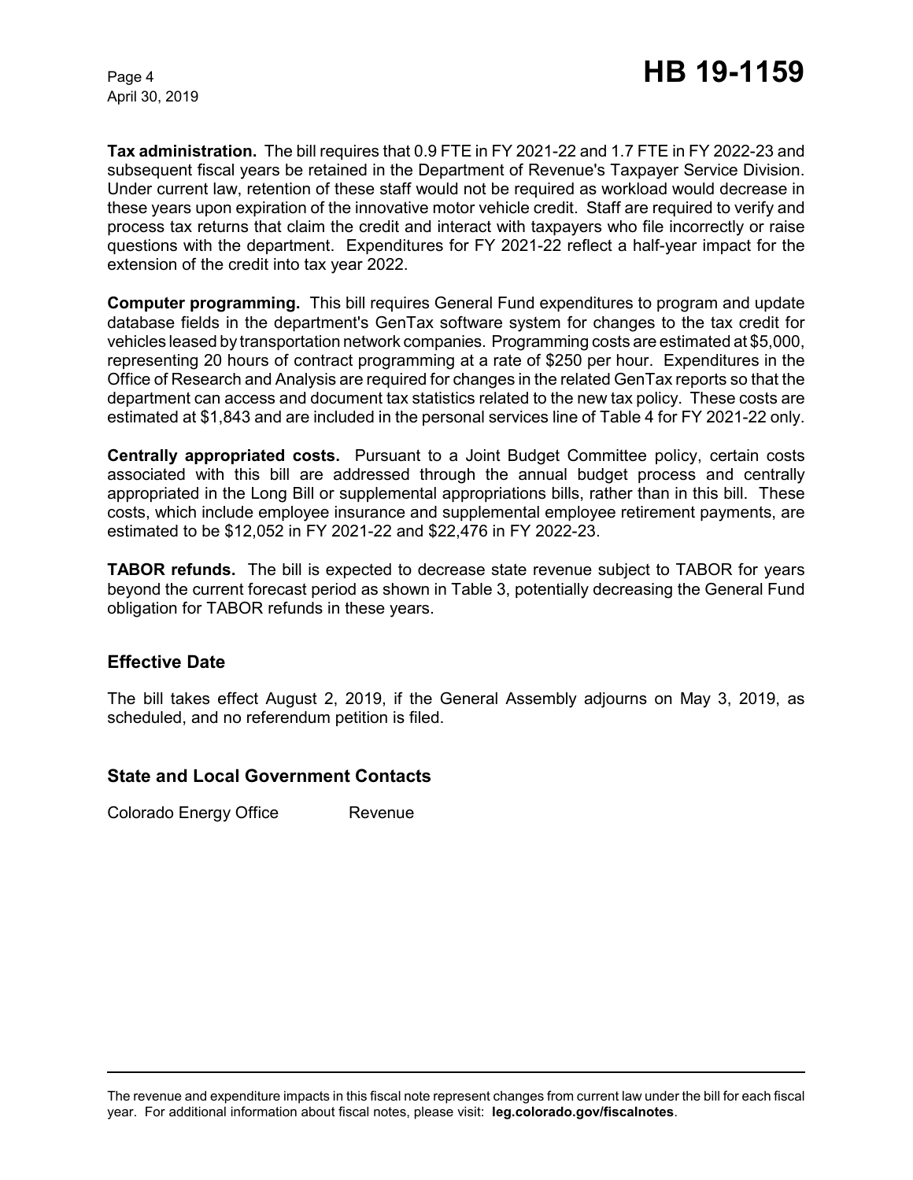**Tax administration.** The bill requires that 0.9 FTE in FY 2021-22 and 1.7 FTE in FY 2022-23 and subsequent fiscal years be retained in the Department of Revenue's Taxpayer Service Division. Under current law, retention of these staff would not be required as workload would decrease in these years upon expiration of the innovative motor vehicle credit. Staff are required to verify and process tax returns that claim the credit and interact with taxpayers who file incorrectly or raise questions with the department. Expenditures for FY 2021-22 reflect a half-year impact for the extension of the credit into tax year 2022.

**Computer programming.** This bill requires General Fund expenditures to program and update database fields in the department's GenTax software system for changes to the tax credit for vehicles leased by transportation network companies. Programming costs are estimated at $5,000, representing 20 hours of contract programming at a rate of $250 per hour. Expenditures in the Office of Research and Analysis are required for changes in the related GenTax reports so that the department can access and document tax statistics related to the new tax policy. These costs are estimated at $1,843 and are included in the personal services line of Table 4 for FY 2021-22 only.

**Centrally appropriated costs.** Pursuant to a Joint Budget Committee policy, certain costs associated with this bill are addressed through the annual budget process and centrally appropriated in the Long Bill or supplemental appropriations bills, rather than in this bill. These costs, which include employee insurance and supplemental employee retirement payments, are estimated to be $12,052 in FY 2021-22 and $22,476 in FY 2022-23.

**TABOR refunds.** The bill is expected to decrease state revenue subject to TABOR for years beyond the current forecast period as shown in Table 3, potentially decreasing the General Fund obligation for TABOR refunds in these years.

## Effective Date

The bill takes effect August 2, 2019, if the General Assembly adjourns on May 3, 2019, as scheduled, and no referendum petition is filed.

## State and Local Government Contacts

Colorado Energy Office     Revenue

The revenue and expenditure impacts in this fiscal note represent changes from current law under the bill for each fiscal year. For additional information about fiscal notes, please visit: **leg.colorado.gov/fiscalnotes**.